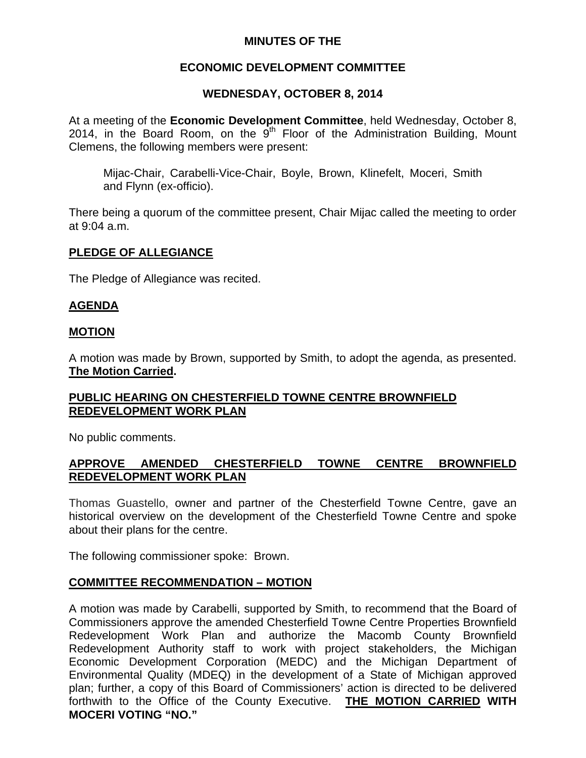**MINUTES OF THE**

**ECONOMIC DEVELOPMENT COMMITTEE**

**WEDNESDAY, OCTOBER 8, 2014**

At a meeting of the **Economic Development Committee**, held Wednesday, October 8, 2014, in the Board Room, on the 9th Floor of the Administration Building, Mount Clemens, the following members were present:

Mijac-Chair, Carabelli-Vice-Chair, Boyle, Brown, Klinefelt, Moceri, Smith and Flynn (ex-officio).

There being a quorum of the committee present, Chair Mijac called the meeting to order at 9:04 a.m.

**PLEDGE OF ALLEGIANCE**

The Pledge of Allegiance was recited.

**AGENDA**

**MOTION**

A motion was made by Brown, supported by Smith, to adopt the agenda, as presented. **The Motion Carried.**

**PUBLIC HEARING ON CHESTERFIELD TOWNE CENTRE BROWNFIELD REDEVELOPMENT WORK PLAN**

No public comments.

**APPROVE AMENDED CHESTERFIELD TOWNE CENTRE BROWNFIELD REDEVELOPMENT WORK PLAN**

Thomas Guastello, owner and partner of the Chesterfield Towne Centre, gave an historical overview on the development of the Chesterfield Towne Centre and spoke about their plans for the centre.

The following commissioner spoke: Brown.

**COMMITTEE RECOMMENDATION – MOTION**

A motion was made by Carabelli, supported by Smith, to recommend that the Board of Commissioners approve the amended Chesterfield Towne Centre Properties Brownfield Redevelopment Work Plan and authorize the Macomb County Brownfield Redevelopment Authority staff to work with project stakeholders, the Michigan Economic Development Corporation (MEDC) and the Michigan Department of Environmental Quality (MDEQ) in the development of a State of Michigan approved plan; further, a copy of this Board of Commissioners' action is directed to be delivered forthwith to the Office of the County Executive. **THE MOTION CARRIED WITH MOCERI VOTING "NO."**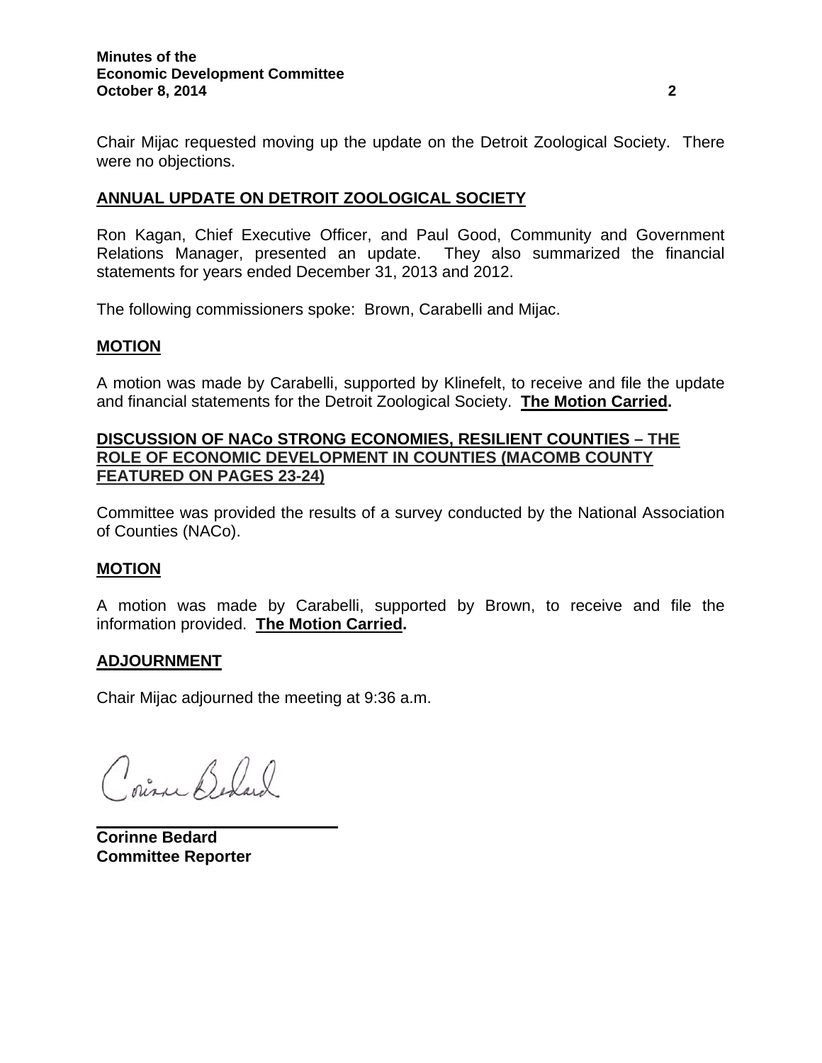Chair Mijac requested moving up the update on the Detroit Zoological Society. There were no objections.

## ANNUAL UPDATE ON DETROIT ZOOLOGICAL SOCIETY

Ron Kagan, Chief Executive Officer, and Paul Good, Community and Government Relations Manager, presented an update. They also summarized the financial statements for years ended December 31, 2013 and 2012.

The following commissioners spoke: Brown, Carabelli and Mijac.

## MOTION

A motion was made by Carabelli, supported by Klinefelt, to receive and file the update and financial statements for the Detroit Zoological Society. **The Motion Carried.**

## DISCUSSION OF NACo STRONG ECONOMIES, RESILIENT COUNTIES – THE ROLE OF ECONOMIC DEVELOPMENT IN COUNTIES (MACOMB COUNTY FEATURED ON PAGES 23-24)

Committee was provided the results of a survey conducted by the National Association of Counties (NACo).

## MOTION

A motion was made by Carabelli, supported by Brown, to receive and file the information provided. **The Motion Carried.**

## ADJOURNMENT

Chair Mijac adjourned the meeting at 9:36 a.m.

**Corinne Bedard**
**Committee Reporter**